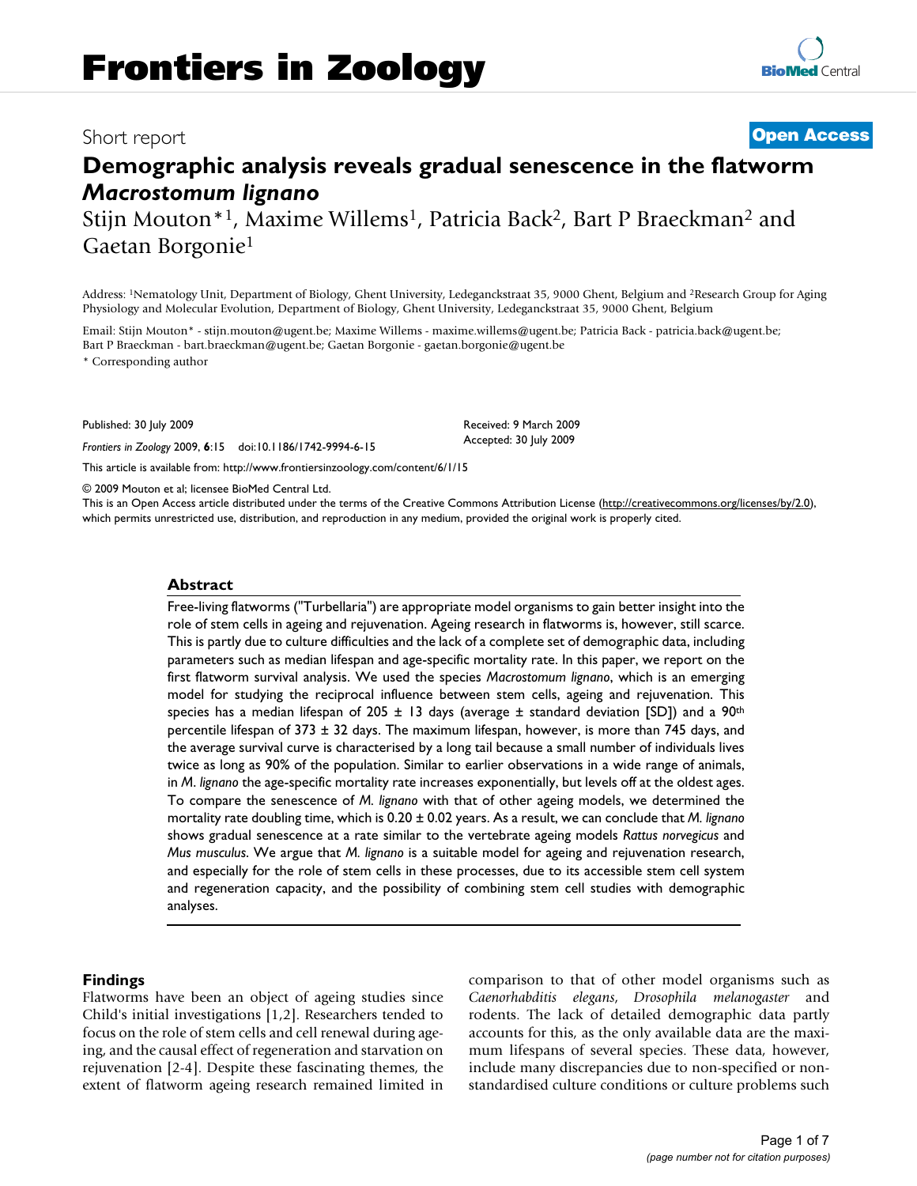# Frontiers in Zoology

Short report

**Open Access**

# Demographic analysis reveals gradual senescence in the flatworm *Macrostomum lignano*

Stijn Mouton*[1], Maxime Willems[1], Patricia Back[2], Bart P Braeckman[2] and Gaetan Borgonie[1]

Address: [1]Nematology Unit, Department of Biology, Ghent University, Ledeganckstraat 35, 9000 Ghent, Belgium and [2]Research Group for Aging Physiology and Molecular Evolution, Department of Biology, Ghent University, Ledeganckstraat 35, 9000 Ghent, Belgium

Email: Stijn Mouton* - stijn.mouton@ugent.be; Maxime Willems - maxime.willems@ugent.be; Patricia Back - patricia.back@ugent.be; Bart P Braeckman - bart.braeckman@ugent.be; Gaetan Borgonie - gaetan.borgonie@ugent.be

* Corresponding author

Published: 30 July 2009

*Frontiers in Zoology* 2009, **6**:15 doi:10.1186/1742-9994-6-15

Received: 9 March 2009
Accepted: 30 July 2009

This article is available from: http://www.frontiersinzoology.com/content/6/1/15

© 2009 Mouton et al; licensee BioMed Central Ltd.
This is an Open Access article distributed under the terms of the Creative Commons Attribution License (http://creativecommons.org/licenses/by/2.0), which permits unrestricted use, distribution, and reproduction in any medium, provided the original work is properly cited.

## Abstract

Free-living flatworms ("Turbellaria") are appropriate model organisms to gain better insight into the role of stem cells in ageing and rejuvenation. Ageing research in flatworms is, however, still scarce. This is partly due to culture difficulties and the lack of a complete set of demographic data, including parameters such as median lifespan and age-specific mortality rate. In this paper, we report on the first flatworm survival analysis. We used the species *Macrostomum lignano*, which is an emerging model for studying the reciprocal influence between stem cells, ageing and rejuvenation. This species has a median lifespan of 205 ± 13 days (average ± standard deviation [SD]) and a 90th percentile lifespan of 373 ± 32 days. The maximum lifespan, however, is more than 745 days, and the average survival curve is characterised by a long tail because a small number of individuals lives twice as long as 90% of the population. Similar to earlier observations in a wide range of animals, in *M. lignano* the age-specific mortality rate increases exponentially, but levels off at the oldest ages. To compare the senescence of *M. lignano* with that of other ageing models, we determined the mortality rate doubling time, which is 0.20 ± 0.02 years. As a result, we can conclude that *M. lignano* shows gradual senescence at a rate similar to the vertebrate ageing models *Rattus norvegicus* and *Mus musculus*. We argue that *M. lignano* is a suitable model for ageing and rejuvenation research, and especially for the role of stem cells in these processes, due to its accessible stem cell system and regeneration capacity, and the possibility of combining stem cell studies with demographic analyses.

## Findings

Flatworms have been an object of ageing studies since Child's initial investigations [1,2]. Researchers tended to focus on the role of stem cells and cell renewal during ageing, and the causal effect of regeneration and starvation on rejuvenation [2-4]. Despite these fascinating themes, the extent of flatworm ageing research remained limited in comparison to that of other model organisms such as *Caenorhabditis elegans*, *Drosophila melanogaster* and rodents. The lack of detailed demographic data partly accounts for this, as the only available data are the maximum lifespans of several species. These data, however, include many discrepancies due to non-specified or non-standardised culture conditions or culture problems such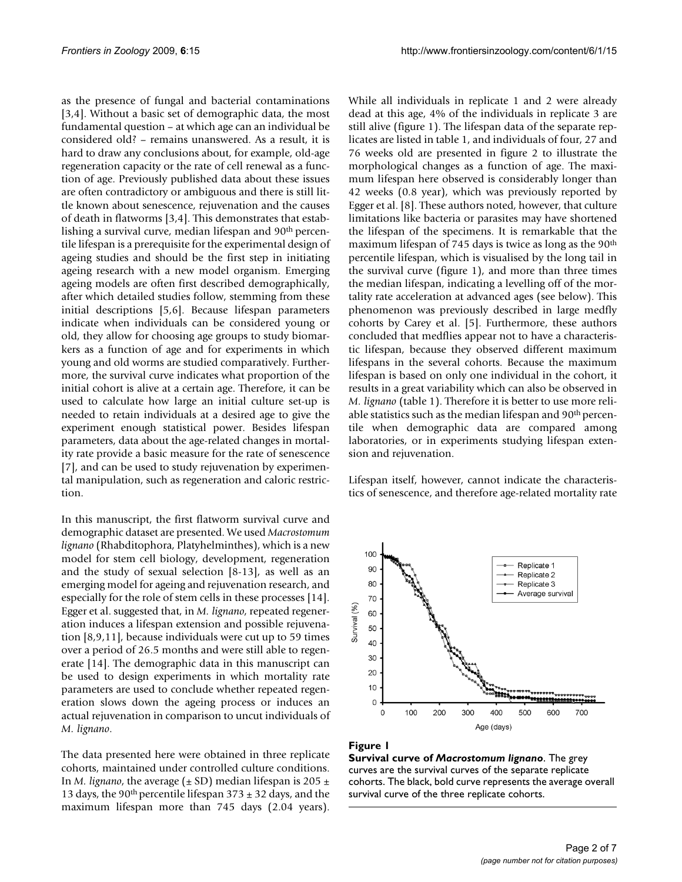as the presence of fungal and bacterial contaminations [3,4]. Without a basic set of demographic data, the most fundamental question – at which age can an individual be considered old? – remains unanswered. As a result, it is hard to draw any conclusions about, for example, old-age regeneration capacity or the rate of cell renewal as a function of age. Previously published data about these issues are often contradictory or ambiguous and there is still little known about senescence, rejuvenation and the causes of death in flatworms [3,4]. This demonstrates that establishing a survival curve, median lifespan and 90th percentile lifespan is a prerequisite for the experimental design of ageing studies and should be the first step in initiating ageing research with a new model organism. Emerging ageing models are often first described demographically, after which detailed studies follow, stemming from these initial descriptions [5,6]. Because lifespan parameters indicate when individuals can be considered young or old, they allow for choosing age groups to study biomarkers as a function of age and for experiments in which young and old worms are studied comparatively. Furthermore, the survival curve indicates what proportion of the initial cohort is alive at a certain age. Therefore, it can be used to calculate how large an initial culture set-up is needed to retain individuals at a desired age to give the experiment enough statistical power. Besides lifespan parameters, data about the age-related changes in mortality rate provide a basic measure for the rate of senescence [7], and can be used to study rejuvenation by experimental manipulation, such as regeneration and caloric restriction.

In this manuscript, the first flatworm survival curve and demographic dataset are presented. We used *Macrostomum lignano* (Rhabditophora, Platyhelminthes), which is a new model for stem cell biology, development, regeneration and the study of sexual selection [8-13], as well as an emerging model for ageing and rejuvenation research, and especially for the role of stem cells in these processes [14]. Egger et al. suggested that, in *M. lignano*, repeated regeneration induces a lifespan extension and possible rejuvenation [8,9,11], because individuals were cut up to 59 times over a period of 26.5 months and were still able to regenerate [14]. The demographic data in this manuscript can be used to design experiments in which mortality rate parameters are used to conclude whether repeated regeneration slows down the ageing process or induces an actual rejuvenation in comparison to uncut individuals of *M. lignano*.

The data presented here were obtained in three replicate cohorts, maintained under controlled culture conditions. In *M. lignano*, the average (± SD) median lifespan is 205 ± 13 days, the 90th percentile lifespan 373 ± 32 days, and the maximum lifespan more than 745 days (2.04 years). While all individuals in replicate 1 and 2 were already dead at this age, 4% of the individuals in replicate 3 are still alive (figure 1). The lifespan data of the separate replicates are listed in table 1, and individuals of four, 27 and 76 weeks old are presented in figure 2 to illustrate the morphological changes as a function of age. The maximum lifespan here observed is considerably longer than 42 weeks (0.8 year), which was previously reported by Egger et al. [8]. These authors noted, however, that culture limitations like bacteria or parasites may have shortened the lifespan of the specimens. It is remarkable that the maximum lifespan of 745 days is twice as long as the 90th percentile lifespan, which is visualised by the long tail in the survival curve (figure 1), and more than three times the median lifespan, indicating a levelling off of the mortality rate acceleration at advanced ages (see below). This phenomenon was previously described in large medfly cohorts by Carey et al. [5]. Furthermore, these authors concluded that medflies appear not to have a characteristic lifespan, because they observed different maximum lifespans in the several cohorts. Because the maximum lifespan is based on only one individual in the cohort, it results in a great variability which can also be observed in *M. lignano* (table 1). Therefore it is better to use more reliable statistics such as the median lifespan and 90th percentile when demographic data are compared among laboratories, or in experiments studying lifespan extension and rejuvenation.

Lifespan itself, however, cannot indicate the characteristics of senescence, and therefore age-related mortality rate

**Figure 1**

**Survival curve of *Macrostomum lignano***. The grey curves are the survival curves of the separate replicate cohorts. The black, bold curve represents the average overall survival curve of the three replicate cohorts.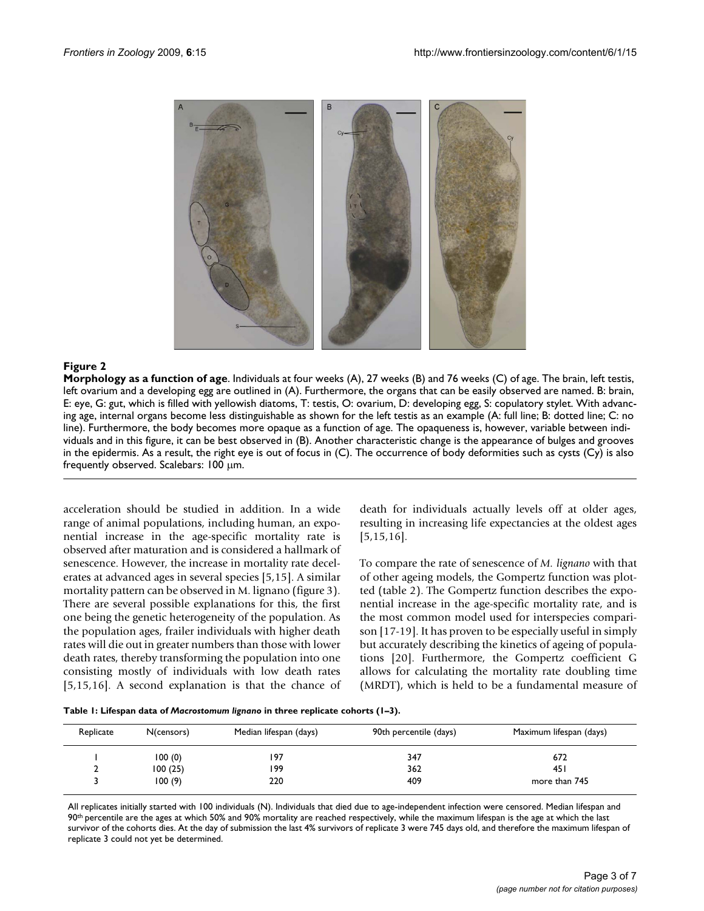**Figure 2**

**Morphology as a function of age**. Individuals at four weeks (A), 27 weeks (B) and 76 weeks (C) of age. The brain, left testis, left ovarium and a developing egg are outlined in (A). Furthermore, the organs that can be easily observed are named. B: brain, E: eye, G: gut, which is filled with yellowish diatoms, T: testis, O: ovarium, D: developing egg, S: copulatory stylet. With advancing age, internal organs become less distinguishable as shown for the left testis as an example (A: full line; B: dotted line; C: no line). Furthermore, the body becomes more opaque as a function of age. The opaqueness is, however, variable between individuals and in this figure, it can be best observed in (B). Another characteristic change is the appearance of bulges and grooves in the epidermis. As a result, the right eye is out of focus in (C). The occurrence of body deformities such as cysts (Cy) is also frequently observed. Scalebars: 100 μm.

acceleration should be studied in addition. In a wide range of animal populations, including human, an exponential increase in the age-specific mortality rate is observed after maturation and is considered a hallmark of senescence. However, the increase in mortality rate decelerates at advanced ages in several species [5,15]. A similar mortality pattern can be observed in M. lignano (figure 3). There are several possible explanations for this, the first one being the genetic heterogeneity of the population. As the population ages, frailer individuals with higher death rates will die out in greater numbers than those with lower death rates, thereby transforming the population into one consisting mostly of individuals with low death rates [5,15,16]. A second explanation is that the chance of death for individuals actually levels off at older ages, resulting in increasing life expectancies at the oldest ages [5,15,16].

To compare the rate of senescence of *M. lignano* with that of other ageing models, the Gompertz function was plotted (table 2). The Gompertz function describes the exponential increase in the age-specific mortality rate, and is the most common model used for interspecies comparison [17-19]. It has proven to be especially useful in simply but accurately describing the kinetics of ageing of populations [20]. Furthermore, the Gompertz coefficient G allows for calculating the mortality rate doubling time (MRDT), which is held to be a fundamental measure of

**Table 1: Lifespan data of *Macrostomum lignano* in three replicate cohorts (1–3).**

| Replicate | N(censors) | Median lifespan (days) | 90th percentile (days) | Maximum lifespan (days) |
|---|---|---|---|---|
| 1 | 100 (0) | 197 | 347 | 672 |
| 2 | 100 (25) | 199 | 362 | 451 |
| 3 | 100 (9) | 220 | 409 | more than 745 |

All replicates initially started with 100 individuals (N). Individuals that died due to age-independent infection were censored. Median lifespan and 90th percentile are the ages at which 50% and 90% mortality are reached respectively, while the maximum lifespan is the age at which the last survivor of the cohorts dies. At the day of submission the last 4% survivors of replicate 3 were 745 days old, and therefore the maximum lifespan of replicate 3 could not yet be determined.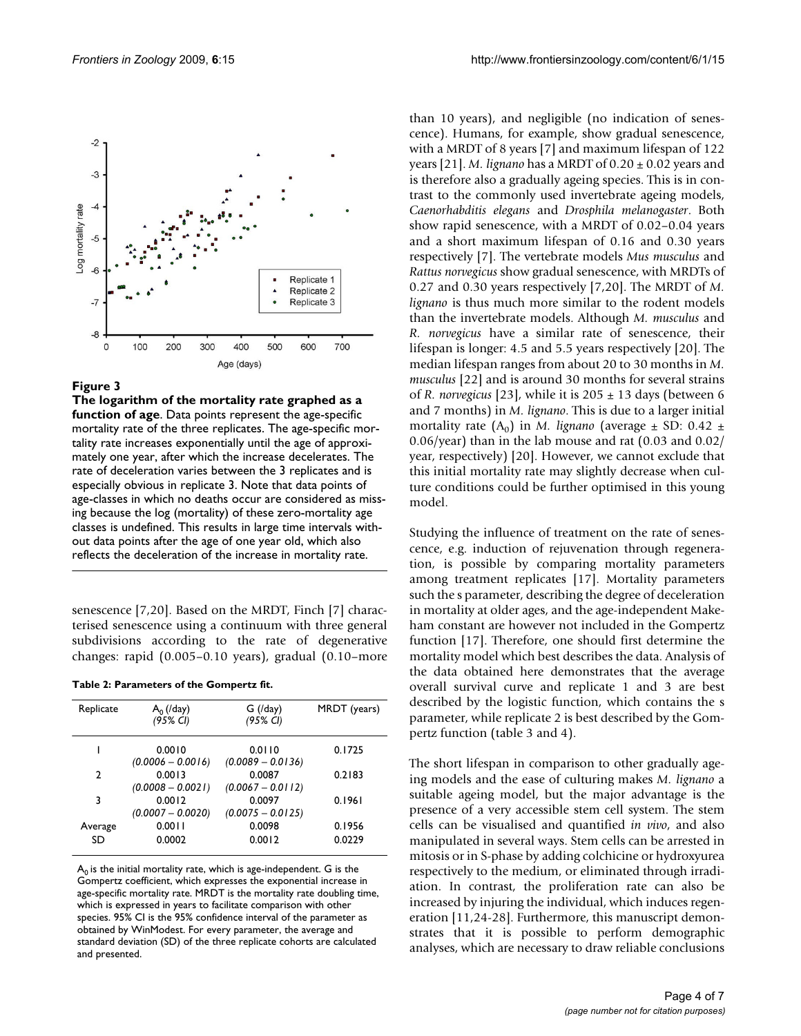**Figure 3**

**The logarithm of the mortality rate graphed as a function of age**. Data points represent the age-specific mortality rate of the three replicates. The age-specific mortality rate increases exponentially until the age of approximately one year, after which the increase decelerates. The rate of deceleration varies between the 3 replicates and is especially obvious in replicate 3. Note that data points of age-classes in which no deaths occur are considered as missing because the log (mortality) of these zero-mortality age classes is undefined. This results in large time intervals without data points after the age of one year old, which also reflects the deceleration of the increase in mortality rate.

senescence [7,20]. Based on the MRDT, Finch [7] characterised senescence using a continuum with three general subdivisions according to the rate of degenerative changes: rapid (0.005–0.10 years), gradual (0.10–more than 10 years), and negligible (no indication of senescence). Humans, for example, show gradual senescence, with a MRDT of 8 years [7] and maximum lifespan of 122 years [21]. *M. lignano* has a MRDT of 0.20 ± 0.02 years and is therefore also a gradually ageing species. This is in contrast to the commonly used invertebrate ageing models, *Caenorhabditis elegans* and *Drosphila melanogaster*. Both show rapid senescence, with a MRDT of 0.02–0.04 years and a short maximum lifespan of 0.16 and 0.30 years respectively [7]. The vertebrate models *Mus musculus* and *Rattus norvegicus* show gradual senescence, with MRDTs of 0.27 and 0.30 years respectively [7,20]. The MRDT of *M. lignano* is thus much more similar to the rodent models than the invertebrate models. Although *M. musculus* and *R. norvegicus* have a similar rate of senescence, their lifespan is longer: 4.5 and 5.5 years respectively [20]. The median lifespan ranges from about 20 to 30 months in *M. musculus* [22] and is around 30 months for several strains of *R. norvegicus* [23], while it is 205 ± 13 days (between 6 and 7 months) in *M. lignano*. This is due to a larger initial mortality rate ($A_0$) in *M. lignano* (average ± SD: 0.42 ± 0.06/year) than in the lab mouse and rat (0.03 and 0.02/year, respectively) [20]. However, we cannot exclude that this initial mortality rate may slightly decrease when culture conditions could be further optimised in this young model.

**Table 2: Parameters of the Gompertz fit.**

| Replicate | $A_0$ (/day) *(95% CI)* | G (/day) *(95% CI)* | MRDT (years) |
| --- | --- | --- | --- |
| 1 | 0.0010 *(0.0006 – 0.0016)* | 0.0110 *(0.0089 – 0.0136)* | 0.1725 |
| 2 | 0.0013 *(0.0008 – 0.0021)* | 0.0087 *(0.0067 – 0.0112)* | 0.2183 |
| 3 | 0.0012 *(0.0007 – 0.0020)* | 0.0097 *(0.0075 – 0.0125)* | 0.1961 |
| Average | 0.0011 | 0.0098 | 0.1956 |
| SD | 0.0002 | 0.0012 | 0.0229 |

$A_0$ is the initial mortality rate, which is age-independent. G is the Gompertz coefficient, which expresses the exponential increase in age-specific mortality rate. MRDT is the mortality rate doubling time, which is expressed in years to facilitate comparison with other species. 95% CI is the 95% confidence interval of the parameter as obtained by WinModest. For every parameter, the average and standard deviation (SD) of the three replicate cohorts are calculated and presented.

Studying the influence of treatment on the rate of senescence, e.g. induction of rejuvenation through regeneration, is possible by comparing mortality parameters among treatment replicates [17]. Mortality parameters such the s parameter, describing the degree of deceleration in mortality at older ages, and the age-independent Makeham constant are however not included in the Gompertz function [17]. Therefore, one should first determine the mortality model which best describes the data. Analysis of the data obtained here demonstrates that the average overall survival curve and replicate 1 and 3 are best described by the logistic function, which contains the s parameter, while replicate 2 is best described by the Gompertz function (table 3 and 4).

The short lifespan in comparison to other gradually ageing models and the ease of culturing makes *M. lignano* a suitable ageing model, but the major advantage is the presence of a very accessible stem cell system. The stem cells can be visualised and quantified *in vivo*, and also manipulated in several ways. Stem cells can be arrested in mitosis or in S-phase by adding colchicine or hydroxyurea respectively to the medium, or eliminated through irradiation. In contrast, the proliferation rate can also be increased by injuring the individual, which induces regeneration [11,24-28]. Furthermore, this manuscript demonstrates that it is possible to perform demographic analyses, which are necessary to draw reliable conclusions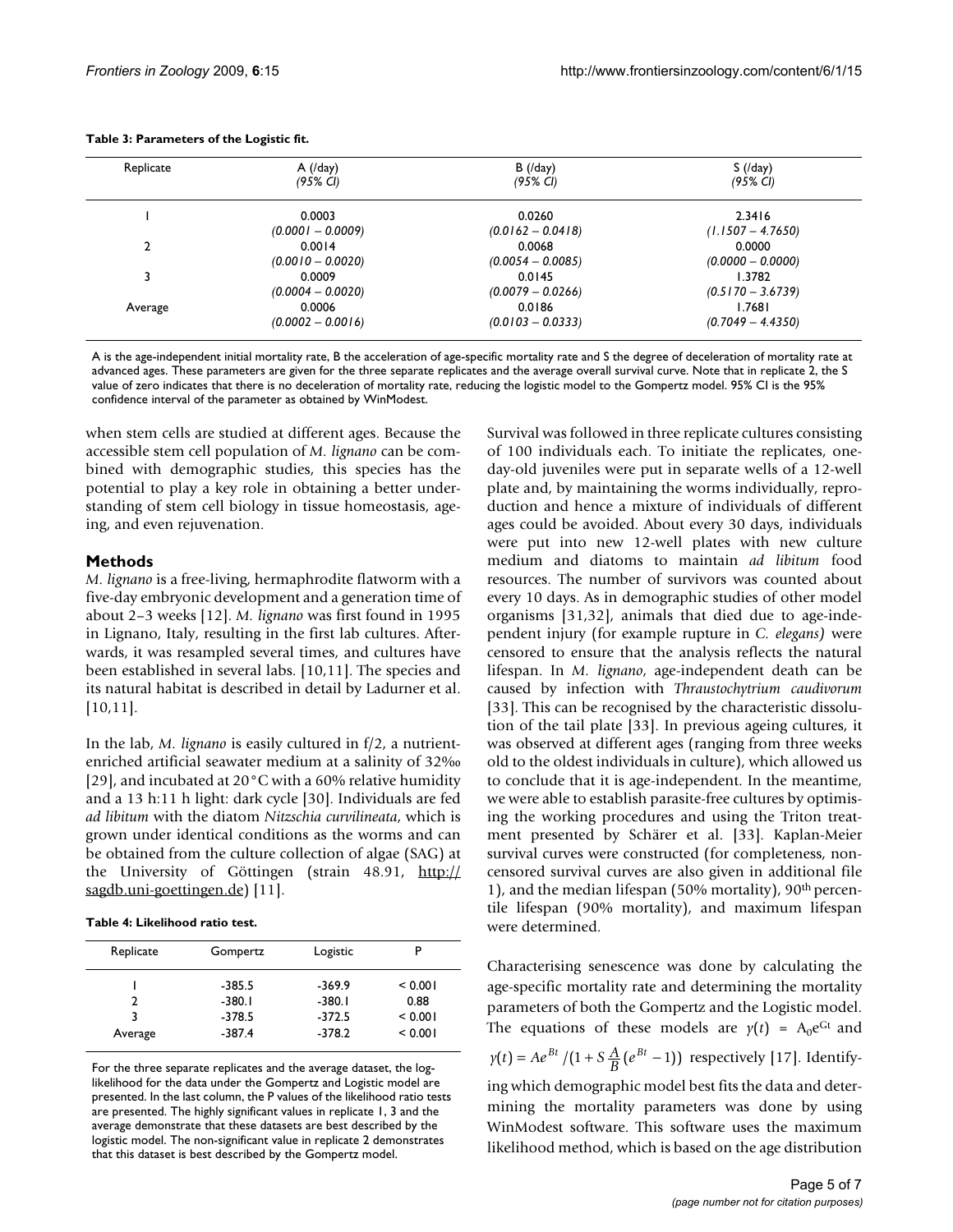**Table 3: Parameters of the Logistic fit.**

| Replicate | A (/day) *(95% CI)* | B (/day) *(95% CI)* | S (/day) *(95% CI)* |
|---|---|---|---|
| 1 | 0.0003 *(0.0001 – 0.0009)* | 0.0260 *(0.0162 – 0.0418)* | 2.3416 *(1.1507 – 4.7650)* |
| 2 | 0.0014 *(0.0010 – 0.0020)* | 0.0068 *(0.0054 – 0.0085)* | 0.0000 *(0.0000 – 0.0000)* |
| 3 | 0.0009 *(0.0004 – 0.0020)* | 0.0145 *(0.0079 – 0.0266)* | 1.3782 *(0.5170 – 3.6739)* |
| Average | 0.0006 *(0.0002 – 0.0016)* | 0.0186 *(0.0103 – 0.0333)* | 1.7681 *(0.7049 – 4.4350)* |

A is the age-independent initial mortality rate, B the acceleration of age-specific mortality rate and S the degree of deceleration of mortality rate at advanced ages. These parameters are given for the three separate replicates and the average overall survival curve. Note that in replicate 2, the S value of zero indicates that there is no deceleration of mortality rate, reducing the logistic model to the Gompertz model. 95% CI is the 95% confidence interval of the parameter as obtained by WinModest.

when stem cells are studied at different ages. Because the accessible stem cell population of *M. lignano* can be combined with demographic studies, this species has the potential to play a key role in obtaining a better understanding of stem cell biology in tissue homeostasis, ageing, and even rejuvenation.

## Methods

*M. lignano* is a free-living, hermaphrodite flatworm with a five-day embryonic development and a generation time of about 2–3 weeks [12]. *M. lignano* was first found in 1995 in Lignano, Italy, resulting in the first lab cultures. Afterwards, it was resampled several times, and cultures have been established in several labs. [10,11]. The species and its natural habitat is described in detail by Ladurner et al. [10,11].

In the lab, *M. lignano* is easily cultured in f/2, a nutrient-enriched artificial seawater medium at a salinity of 32‰ [29], and incubated at 20°C with a 60% relative humidity and a 13 h:11 h light: dark cycle [30]. Individuals are fed *ad libitum* with the diatom *Nitzschia curvilineata*, which is grown under identical conditions as the worms and can be obtained from the culture collection of algae (SAG) at the University of Göttingen (strain 48.91, http://sagdb.uni-goettingen.de) [11].

**Table 4: Likelihood ratio test.**

| Replicate | Gompertz | Logistic | P |
|---|---|---|---|
| 1 | -385.5 | -369.9 | < 0.001 |
| 2 | -380.1 | -380.1 | 0.88 |
| 3 | -378.5 | -372.5 | < 0.001 |
| Average | -387.4 | -378.2 | < 0.001 |

For the three separate replicates and the average dataset, the log-likelihood for the data under the Gompertz and Logistic model are presented. In the last column, the P values of the likelihood ratio tests are presented. The highly significant values in replicate 1, 3 and the average demonstrate that these datasets are best described by the logistic model. The non-significant value in replicate 2 demonstrates that this dataset is best described by the Gompertz model.

Survival was followed in three replicate cultures consisting of 100 individuals each. To initiate the replicates, one-day-old juveniles were put in separate wells of a 12-well plate and, by maintaining the worms individually, reproduction and hence a mixture of individuals of different ages could be avoided. About every 30 days, individuals were put into new 12-well plates with new culture medium and diatoms to maintain *ad libitum* food resources. The number of survivors was counted about every 10 days. As in demographic studies of other model organisms [31,32], animals that died due to age-independent injury (for example rupture in *C. elegans)* were censored to ensure that the analysis reflects the natural lifespan. In *M. lignano*, age-independent death can be caused by infection with *Thraustochytrium caudivorum* [33]. This can be recognised by the characteristic dissolution of the tail plate [33]. In previous ageing cultures, it was observed at different ages (ranging from three weeks old to the oldest individuals in culture), which allowed us to conclude that it is age-independent. In the meantime, we were able to establish parasite-free cultures by optimising the working procedures and using the Triton treatment presented by Schärer et al. [33]. Kaplan-Meier survival curves were constructed (for completeness, non-censored survival curves are also given in additional file 1), and the median lifespan (50% mortality), 90th percentile lifespan (90% mortality), and maximum lifespan were determined.

Characterising senescence was done by calculating the age-specific mortality rate and determining the mortality parameters of both the Gompertz and the Logistic model. The equations of these models are $\gamma(t) = A_0e^{Gt}$ and $\gamma(t) = Ae^{Bt}/(1 + S\frac{A}{B}(e^{Bt} - 1))$ respectively [17]. Identifying which demographic model best fits the data and determining the mortality parameters was done by using WinModest software. This software uses the maximum likelihood method, which is based on the age distribution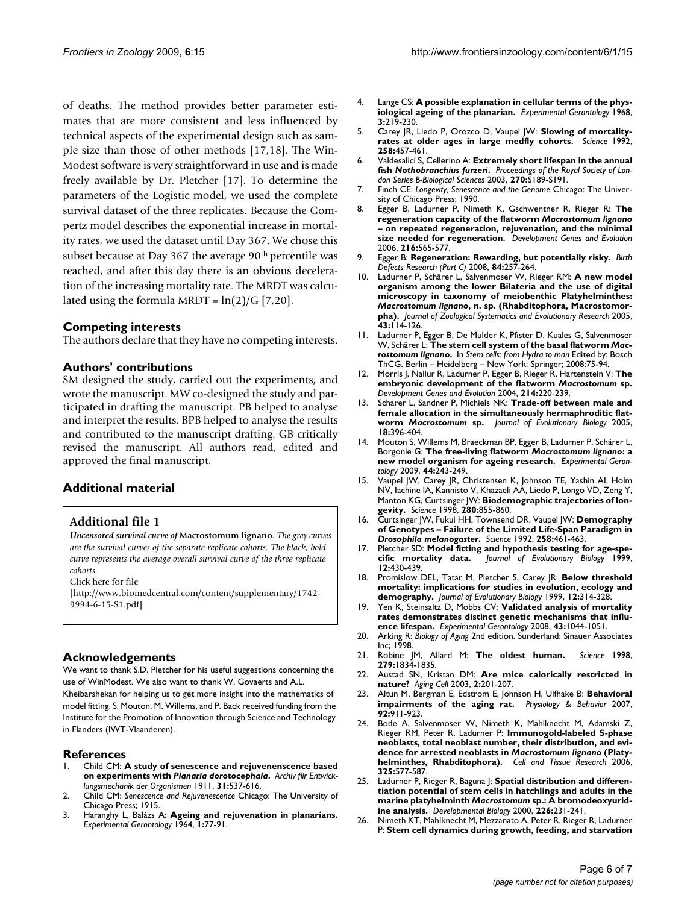of deaths. The method provides better parameter estimates that are more consistent and less influenced by technical aspects of the experimental design such as sample size than those of other methods [17,18]. The WinModest software is very straightforward in use and is made freely available by Dr. Pletcher [17]. To determine the parameters of the Logistic model, we used the complete survival dataset of the three replicates. Because the Gompertz model describes the exponential increase in mortality rates, we used the dataset until Day 367. We chose this subset because at Day 367 the average 90th percentile was reached, and after this day there is an obvious deceleration of the increasing mortality rate. The MRDT was calculated using the formula MRDT = $\ln(2)/G$ [7,20].

## Competing interests

The authors declare that they have no competing interests.

## Authors' contributions

SM designed the study, carried out the experiments, and wrote the manuscript. MW co-designed the study and participated in drafting the manuscript. PB helped to analyse and interpret the results. BPB helped to analyse the results and contributed to the manuscript drafting. GB critically revised the manuscript. All authors read, edited and approved the final manuscript.

## Additional material

### Additional file 1

***Uncensored survival curve of* Macrostomum lignano.** *The grey curves are the survival curves of the separate replicate cohorts. The black, bold curve represents the average overall survival curve of the three replicate cohorts.*

Click here for file

[http://www.biomedcentral.com/content/supplementary/1742-9994-6-15-S1.pdf]

## Acknowledgements

We want to thank S.D. Pletcher for his useful suggestions concerning the use of WinModest. We also want to thank W. Govaerts and A.L. Kheibarshekan for helping us to get more insight into the mathematics of model fitting. S. Mouton, M. Willems, and P. Back received funding from the Institute for the Promotion of Innovation through Science and Technology in Flanders (IWT-Vlaanderen).

## References

1. Child CM: **A study of senescence and rejuvenenscence based on experiments with *Planaria dorotocephala*.** *Archiv fiir Entwicklungsmechanik der Organismen* 1911, **31:**537-616.
2. Child CM: *Senescence and Rejuvenescence* Chicago: The University of Chicago Press; 1915.
3. Haranghy L, Balázs A: **Ageing and rejuvenation in planarians.** *Experimental Gerontology* 1964, **1:**77-91.
4. Lange CS: **A possible explanation in cellular terms of the physiological ageing of the planarian.** *Experimental Gerontology* 1968, **3:**219-230.
5. Carey JR, Liedo P, Orozco D, Vaupel JW: **Slowing of mortality-rates at older ages in large medfly cohorts.** *Science* 1992, **258:**457-461.
6. Valdesalici S, Cellerino A: **Extremely short lifespan in the annual fish *Nothobranchius furzeri*.** *Proceedings of the Royal Society of London Series B-Biological Sciences* 2003, **270:**S189-S191.
7. Finch CE: *Longevity, Senescence and the Genome* Chicago: The University of Chicago Press; 1990.
8. Egger B, Ladurner P, Nimeth K, Gschwentner R, Rieger R: **The regeneration capacity of the flatworm *Macrostomum lignano* – on repeated regeneration, rejuvenation, and the minimal size needed for regeneration.** *Development Genes and Evolution* 2006, **216:**565-577.
9. Egger B: **Regeneration: Rewarding, but potentially risky.** *Birth Defects Research (Part C)* 2008, **84:**257-264.
10. Ladurner P, Schärer L, Salvenmoser W, Rieger RM: **A new model organism among the lower Bilateria and the use of digital microscopy in taxonomy of meiobenthic Platyhelminthes: *Macrostomum lignano*, n. sp. (Rhabditophora, Macrostomorpha).** *Journal of Zoological Systematics and Evolutionary Research* 2005, **43:**114-126.
11. Ladurner P, Egger B, De Mulder K, Pfister D, Kuales G, Salvenmoser W, Schärer L: **The stem cell system of the basal flatworm *Macrostomum lignano*.** In *Stem cells: from Hydra to man* Edited by: Bosch ThCG. Berlin – Heidelberg – New York: Springer; 2008:75-94.
12. Morris J, Nallur R, Ladurner P, Egger B, Rieger R, Hartenstein V: **The embryonic development of the flatworm *Macrostomum* sp.** *Development Genes and Evolution* 2004, **214:**220-239.
13. Scharer L, Sandner P, Michiels NK: **Trade-off between male and female allocation in the simultaneously hermaphroditic flatworm *Macrostomum* sp.** *Journal of Evolutionary Biology* 2005, **18:**396-404.
14. Mouton S, Willems M, Braeckman BP, Egger B, Ladurner P, Schärer L, Borgonie G: **The free-living flatworm *Macrostomum lignano*: a new model organism for ageing research.** *Experimental Gerontology* 2009, **44:**243-249.
15. Vaupel JW, Carey JR, Christensen K, Johnson TE, Yashin AI, Holm NV, Iachine IA, Kannisto V, Khazaeli AA, Liedo P, Longo VD, Zeng Y, Manton KG, Curtsinger JW: **Biodemographic trajectories of longevity.** *Science* 1998, **280:**855-860.
16. Curtsinger JW, Fukui HH, Townsend DR, Vaupel JW: **Demography of Genotypes – Failure of the Limited Life-Span Paradigm in *Drosophila melanogaster*.** *Science* 1992, **258:**461-463.
17. Pletcher SD: **Model fitting and hypothesis testing for age-specific mortality data.** *Journal of Evolutionary Biology* 1999, **12:**430-439.
18. Promislow DEL, Tatar M, Pletcher S, Carey JR: **Below threshold mortality: implications for studies in evolution, ecology and demography.** *Journal of Evolutionary Biology* 1999, **12:**314-328.
19. Yen K, Steinsaltz D, Mobbs CV: **Validated analysis of mortality rates demonstrates distinct genetic mechanisms that influence lifespan.** *Experimental Gerontology* 2008, **43:**1044-1051.
20. Arking R: *Biology of Aging* 2nd edition. Sunderland: Sinauer Associates Inc; 1998.
21. Robine JM, Allard M: **The oldest human.** *Science* 1998, **279:**1834-1835.
22. Austad SN, Kristan DM: **Are mice calorically restricted in nature?** *Aging Cell* 2003, **2:**201-207.
23. Altun M, Bergman E, Edstrom E, Johnson H, Ulfhake B: **Behavioral impairments of the aging rat.** *Physiology & Behavior* 2007, **92:**911-923.
24. Bode A, Salvenmoser W, Nimeth K, Mahlknecht M, Adamski Z, Rieger RM, Peter R, Ladurner P: **Immunogold-labeled S-phase neoblasts, total neoblast number, their distribution, and evidence for arrested neoblasts in *Macrostomum lignano* (Platyhelminthes, Rhabdithophora).** *Cell and Tissue Research* 2006, **325:**577-587.
25. Ladurner P, Rieger R, Baguna J: **Spatial distribution and differentiation potential of stem cells in hatchlings and adults in the marine platyhelminth *Macrostomum* sp.: A bromodeoxyuridine analysis.** *Developmental Biology* 2000, **226:**231-241.
26. Nimeth KT, Mahlknecht M, Mezzanato A, Peter R, Rieger R, Ladurner P: **Stem cell dynamics during growth, feeding, and starvation**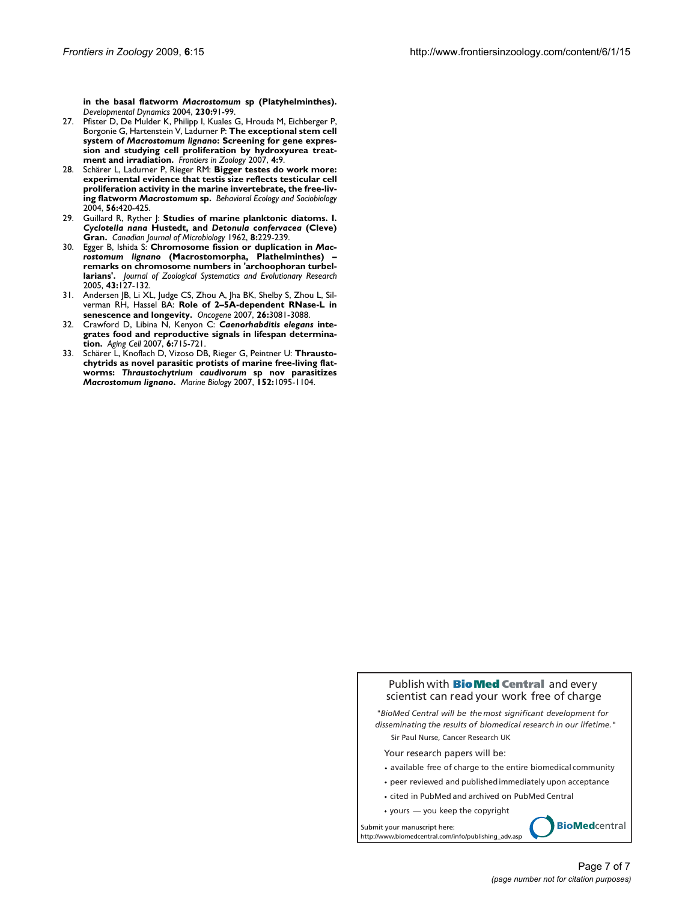**in the basal flatworm *Macrostomum* sp (Platyhelminthes).** *Developmental Dynamics* 2004, **230:**91-99.

27. Pfister D, De Mulder K, Philipp I, Kuales G, Hrouda M, Eichberger P, Borgonie G, Hartenstein V, Ladurner P: **The exceptional stem cell system of *Macrostomum lignano*: Screening for gene expression and studying cell proliferation by hydroxyurea treatment and irradiation.** *Frontiers in Zoology* 2007, **4:**9.
28. Schärer L, Ladurner P, Rieger RM: **Bigger testes do work more: experimental evidence that testis size reflects testicular cell proliferation activity in the marine invertebrate, the free-living flatworm *Macrostomum* sp.** *Behavioral Ecology and Sociobiology* 2004, **56:**420-425.
29. Guillard R, Ryther J: **Studies of marine planktonic diatoms. I. *Cyclotella nana* Hustedt, and *Detonula confervacea* (Cleve) Gran.** *Canadian Journal of Microbiology* 1962, **8:**229-239.
30. Egger B, Ishida S: **Chromosome fission or duplication in *Macrostomum lignano* (Macrostomorpha, Plathelminthes) – remarks on chromosome numbers in 'archoophoran turbellarians'.** *Journal of Zoological Systematics and Evolutionary Research* 2005, **43:**127-132.
31. Andersen JB, Li XL, Judge CS, Zhou A, Jha BK, Shelby S, Zhou L, Silverman RH, Hassel BA: **Role of 2–5A-dependent RNase-L in senescence and longevity.** *Oncogene* 2007, **26:**3081-3088.
32. Crawford D, Libina N, Kenyon C: ***Caenorhabditis elegans* integrates food and reproductive signals in lifespan determination.** *Aging Cell* 2007, **6:**715-721.
33. Schärer L, Knoflach D, Vizoso DB, Rieger G, Peintner U: **Thraustochytrids as novel parasitic protists of marine free-living flatworms: *Thraustochytrium caudivorum* sp nov parasitizes *Macrostomum lignano*.** *Marine Biology* 2007, **152:**1095-1104.

Publish with **BioMed Central** and every scientist can read your work free of charge

*"BioMed Central will be the most significant development for disseminating the results of biomedical research in our lifetime."*
Sir Paul Nurse, Cancer Research UK

Your research papers will be:

- available free of charge to the entire biomedical community
- peer reviewed and published immediately upon acceptance
- cited in PubMed and archived on PubMed Central
- yours — you keep the copyright

Submit your manuscript here:
http://www.biomedcentral.com/info/publishing_adv.asp

**BioMed**central